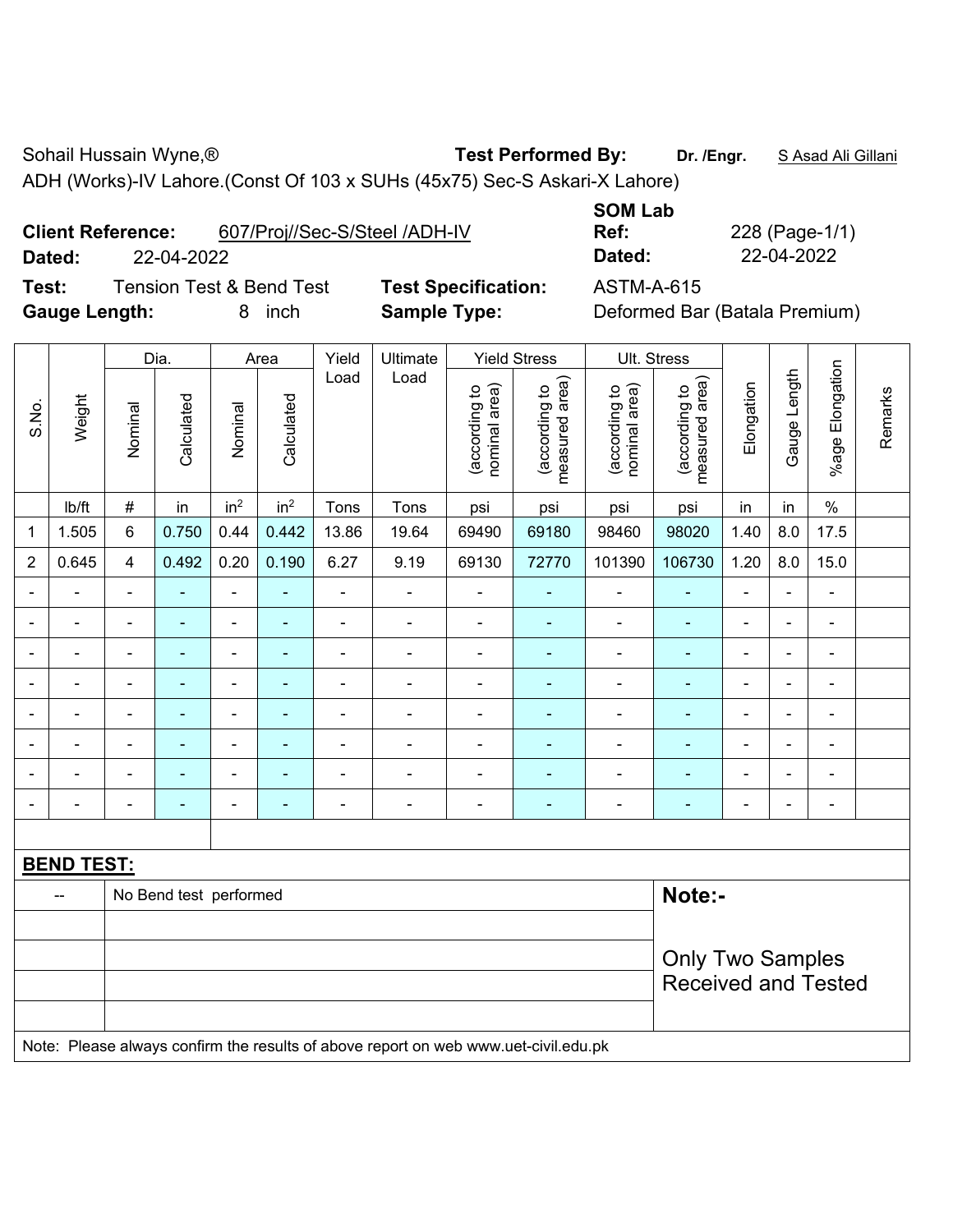Sohail Hussain Wyne,® **Test Performed By:** **Dr. /Engr.** S Asad Ali Gillani

ADH (Works)-IV Lahore.(Const Of 103 x SUHs (45x75) Sec-S Askari-X Lahore)

**Client Reference:** 607/Proj//Sec-S/Steel /ADH-IV **SOM Lab Ref:** 228 (Page-1/1)

**Dated:** 22-04-2022 **Dated:** 22-04-2022

**Test:** Tension Test & Bend Test **Test Specification:** ASTM-A-615

**Gauge Length:** 8 inch **Sample Type:** Deformed Bar (Batala Premium)

| S.No. | Weight | Dia. | | Area | | Yield Load | Ultimate Load | Yield Stress | | Ult. Stress | | Elongation | Gauge Length | %age Elongation | Remarks |
|---|---|---|---|---|---|---|---|---|---|---|---|---|---|---|---|
| | | Nominal | Calculated | Nominal | Calculated | | | (according to nominal area) | (according to measured area) | (according to nominal area) | (according to measured area) | | | | |
| | lb/ft | # | in | in² | in² | Tons | Tons | psi | psi | psi | psi | in | in | % | |
| 1 | 1.505 | 6 | 0.750 | 0.44 | 0.442 | 13.86 | 19.64 | 69490 | 69180 | 98460 | 98020 | 1.40 | 8.0 | 17.5 | |
| 2 | 0.645 | 4 | 0.492 | 0.20 | 0.190 | 6.27 | 9.19 | 69130 | 72770 | 101390 | 106730 | 1.20 | 8.0 | 15.0 | |
| - | - | - | - | - | - | - | - | - | - | - | - | - | - | - | |
| - | - | - | - | - | - | - | - | - | - | - | - | - | - | - | |
| - | - | - | - | - | - | - | - | - | - | - | - | - | - | - | |
| - | - | - | - | - | - | - | - | - | - | - | - | - | - | - | |
| - | - | - | - | - | - | - | - | - | - | - | - | - | - | - | |
| - | - | - | - | - | - | - | - | - | - | - | - | - | - | - | |
| - | - | - | - | - | - | - | - | - | - | - | - | - | - | - | |
| - | - | - | - | - | - | - | - | - | - | - | - | - | - | - | |

**BEND TEST:**

| | | |
|---|---|---|
| -- | No Bend test performed | **Note:-** Only Two Samples Received and Tested |

Note: Please always confirm the results of above report on web www.uet-civil.edu.pk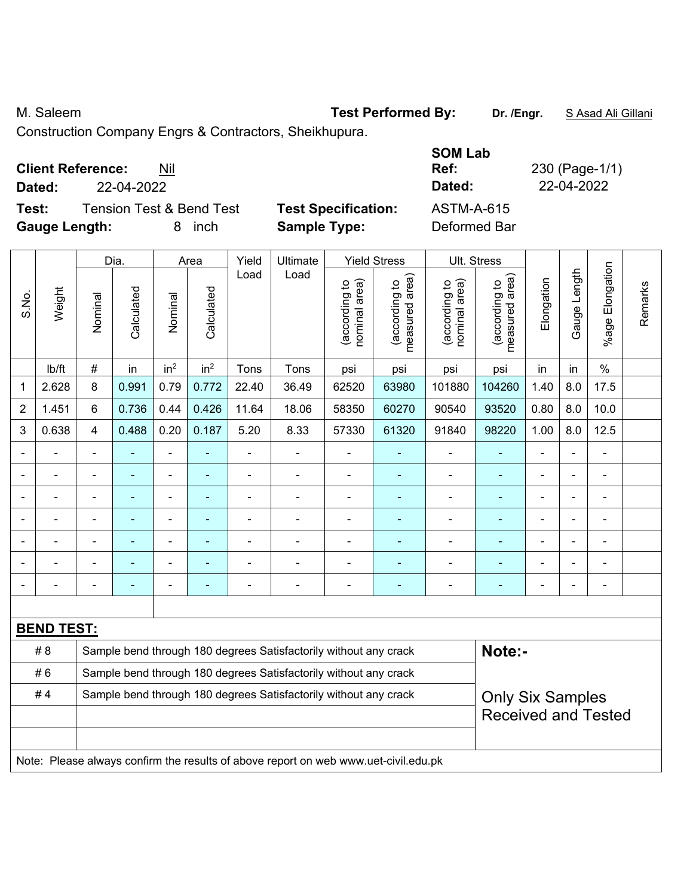M. Saleem

Construction Company Engrs & Contractors, Sheikhupura.

**Test Performed By:** **Dr. /Engr.** S Asad Ali Gillani

**Client Reference:** Nil

**Dated:** 22-04-2022

**SOM Lab Ref:** 230 (Page-1/1)

**Dated:** 22-04-2022

**Test:** Tension Test & Bend Test

**Test Specification:** ASTM-A-615

**Gauge Length:** 8 inch

**Sample Type:** Deformed Bar

| S.No. | Weight | Dia. | | Area | | Yield Load | Ultimate Load | Yield Stress | | Ult. Stress | | Elongation | Gauge Length | %age Elongation | Remarks |
|---|---|---|---|---|---|---|---|---|---|---|---|---|---|---|---|
| | | Nominal | Calculated | Nominal | Calculated | | | (according to nominal area) | (according to measured area) | (according to nominal area) | (according to measured area) | | | | |
| | lb/ft | # | in | $in^2$ | $in^2$ | Tons | Tons | psi | psi | psi | psi | in | in | % | |
| 1 | 2.628 | 8 | 0.991 | 0.79 | 0.772 | 22.40 | 36.49 | 62520 | 63980 | 101880 | 104260 | 1.40 | 8.0 | 17.5 | |
| 2 | 1.451 | 6 | 0.736 | 0.44 | 0.426 | 11.64 | 18.06 | 58350 | 60270 | 90540 | 93520 | 0.80 | 8.0 | 10.0 | |
| 3 | 0.638 | 4 | 0.488 | 0.20 | 0.187 | 5.20 | 8.33 | 57330 | 61320 | 91840 | 98220 | 1.00 | 8.0 | 12.5 | |
| - | - | - | - | - | - | - | - | - | - | - | - | - | - | - | |
| - | - | - | - | - | - | - | - | - | - | - | - | - | - | - | |
| - | - | - | - | - | - | - | - | - | - | - | - | - | - | - | |
| - | - | - | - | - | - | - | - | - | - | - | - | - | - | - | |
| - | - | - | - | - | - | - | - | - | - | - | - | - | - | - | |
| - | - | - | - | - | - | - | - | - | - | - | - | - | - | - | |
| - | - | - | - | - | - | - | - | - | - | - | - | - | - | - | |

**BEND TEST:**

| | | |
|---|---|---|
| # 8 | Sample bend through 180 degrees Satisfactorily without any crack | **Note:-** |
| # 6 | Sample bend through 180 degrees Satisfactorily without any crack | |
| # 4 | Sample bend through 180 degrees Satisfactorily without any crack | Only Six Samples Received and Tested |
| | | |
| | | |

Note: Please always confirm the results of above report on web www.uet-civil.edu.pk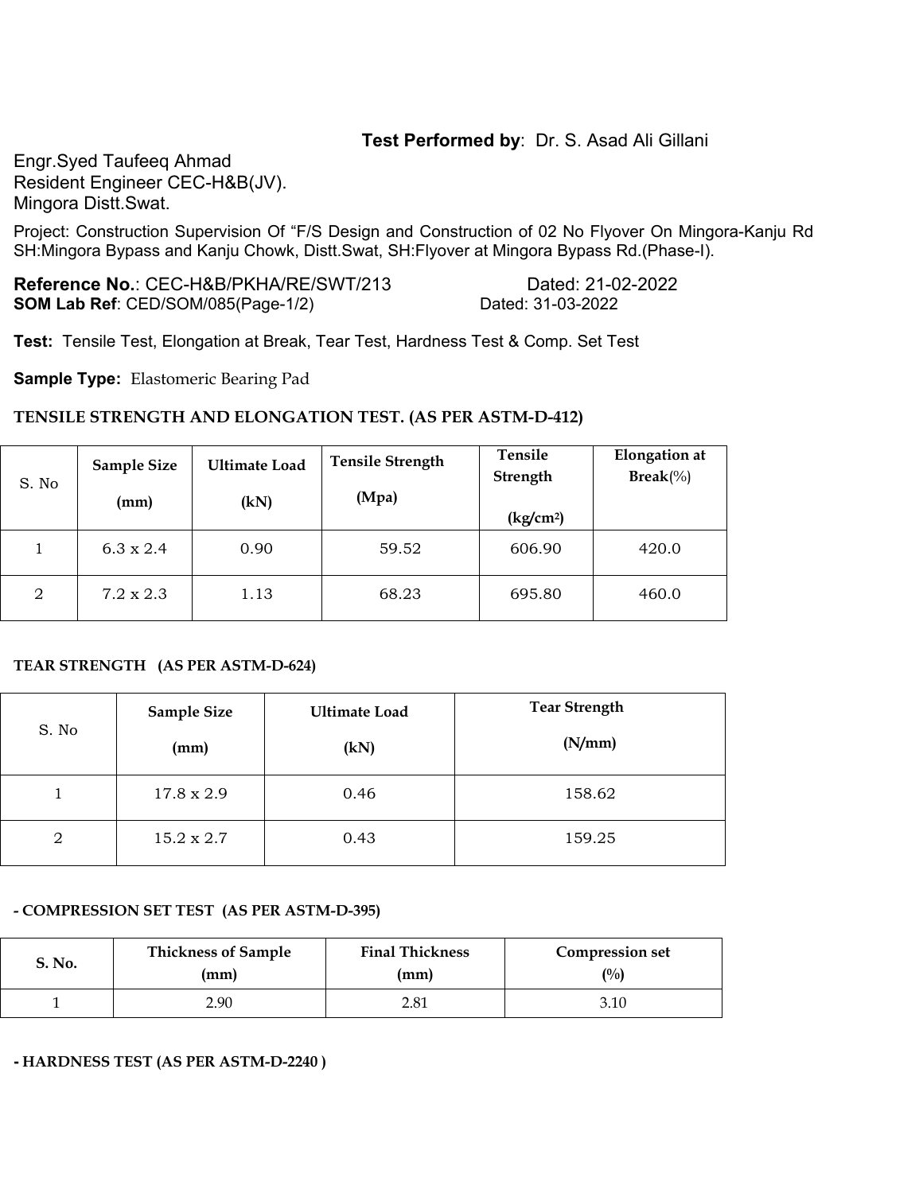**Test Performed by**: Dr. S. Asad Ali Gillani

Engr.Syed Taufeeq Ahmad
Resident Engineer CEC-H&B(JV).
Mingora Distt.Swat.

Project: Construction Supervision Of "F/S Design and Construction of 02 No Flyover On Mingora-Kanju Rd SH:Mingora Bypass and Kanju Chowk, Distt.Swat, SH:Flyover at Mingora Bypass Rd.(Phase-I).

**Reference No.**: CEC-H&B/PKHA/RE/SWT/213 Dated: 21-02-2022
**SOM Lab Ref**: CED/SOM/085(Page-1/2) Dated: 31-03-2022

**Test:** Tensile Test, Elongation at Break, Tear Test, Hardness Test & Comp. Set Test

**Sample Type:** Elastomeric Bearing Pad

**TENSILE STRENGTH AND ELONGATION TEST. (AS PER ASTM-D-412)**

| S. No | Sample Size (mm) | Ultimate Load (kN) | Tensile Strength (Mpa) | Tensile Strength ($kg/cm^2$) | Elongation at Break(%) |
|---|---|---|---|---|---|
| 1 | 6.3 x 2.4 | 0.90 | 59.52 | 606.90 | 420.0 |
| 2 | 7.2 x 2.3 | 1.13 | 68.23 | 695.80 | 460.0 |

**TEAR STRENGTH (AS PER ASTM-D-624)**

| S. No | Sample Size (mm) | Ultimate Load (kN) | Tear Strength (N/mm) |
|---|---|---|---|
| 1 | 17.8 x 2.9 | 0.46 | 158.62 |
| 2 | 15.2 x 2.7 | 0.43 | 159.25 |

**- COMPRESSION SET TEST (AS PER ASTM-D-395)**

| S. No. | Thickness of Sample (mm) | Final Thickness (mm) | Compression set (%) |
|---|---|---|---|
| 1 | 2.90 | 2.81 | 3.10 |

**- HARDNESS TEST (AS PER ASTM-D-2240 )**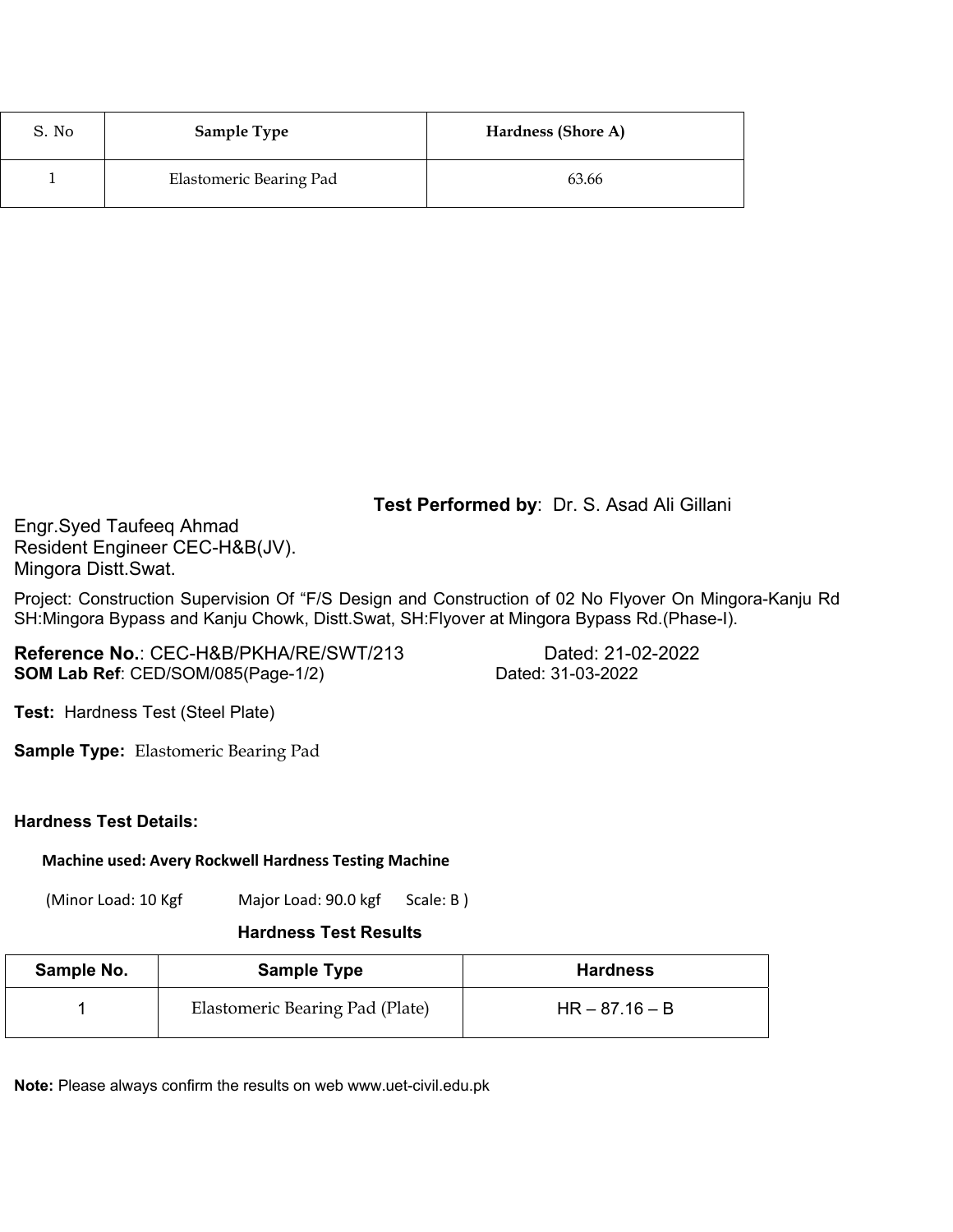| S. No | Sample Type | Hardness (Shore A) |
|---|---|---|
| 1 | Elastomeric Bearing Pad | 63.66 |

**Test Performed by**: Dr. S. Asad Ali Gillani

Engr.Syed Taufeeq Ahmad
Resident Engineer CEC-H&B(JV).
Mingora Distt.Swat.

Project: Construction Supervision Of "F/S Design and Construction of 02 No Flyover On Mingora-Kanju Rd SH:Mingora Bypass and Kanju Chowk, Distt.Swat, SH:Flyover at Mingora Bypass Rd.(Phase-I).

**Reference No.**: CEC-H&B/PKHA/RE/SWT/213 Dated: 21-02-2022
**SOM Lab Ref**: CED/SOM/085(Page-1/2) Dated: 31-03-2022

**Test:** Hardness Test (Steel Plate)

**Sample Type:** Elastomeric Bearing Pad

**Hardness Test Details:**

**Machine used: Avery Rockwell Hardness Testing Machine**

(Minor Load: 10 Kgf Major Load: 90.0 kgf Scale: B )

**Hardness Test Results**

| Sample No. | Sample Type | Hardness |
|---|---|---|
| 1 | Elastomeric Bearing Pad (Plate) | HR – 87.16 – B |

**Note:** Please always confirm the results on web www.uet-civil.edu.pk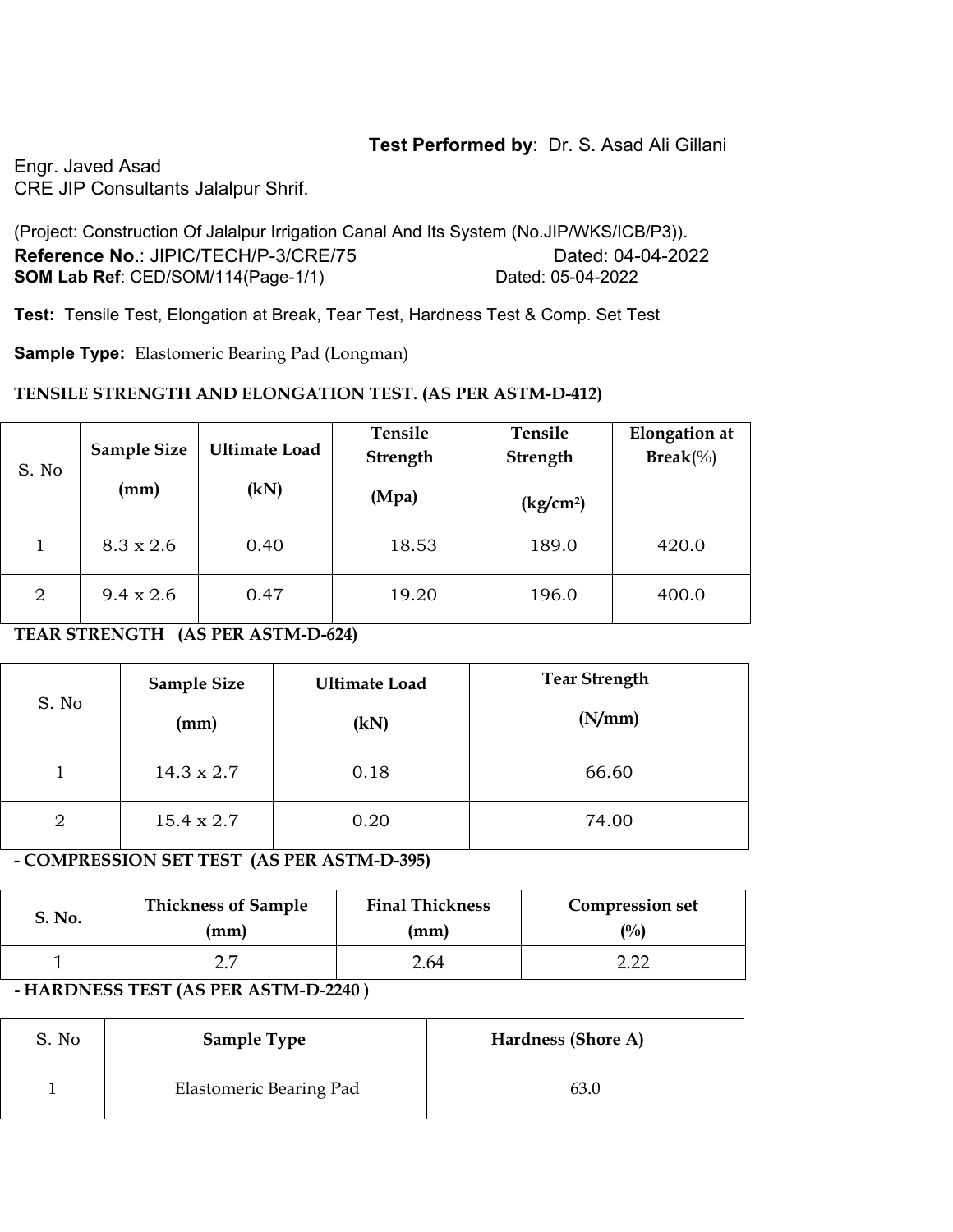**Test Performed by**: Dr. S. Asad Ali Gillani

Engr. Javed Asad
CRE JIP Consultants Jalalpur Shrif.

(Project: Construction Of Jalalpur Irrigation Canal And Its System (No.JIP/WKS/ICB/P3)).

**Reference No.**: JIPIC/TECH/P-3/CRE/75 Dated: 04-04-2022
**SOM Lab Ref**: CED/SOM/114(Page-1/1) Dated: 05-04-2022

**Test:** Tensile Test, Elongation at Break, Tear Test, Hardness Test & Comp. Set Test

**Sample Type:** Elastomeric Bearing Pad (Longman)

**TENSILE STRENGTH AND ELONGATION TEST. (AS PER ASTM-D-412)**

| S. No | **Sample Size (mm)** | **Ultimate Load (kN)** | **Tensile Strength (Mpa)** | **Tensile Strength ($kg/cm^2$)** | **Elongation at Break**(%) |
|---|---|---|---|---|---|
| 1 | 8.3 x 2.6 | 0.40 | 18.53 | 189.0 | 420.0 |
| 2 | 9.4 x 2.6 | 0.47 | 19.20 | 196.0 | 400.0 |

**TEAR STRENGTH (AS PER ASTM-D-624)**

| S. No | **Sample Size (mm)** | **Ultimate Load (kN)** | **Tear Strength (N/mm)** |
|---|---|---|---|
| 1 | 14.3 x 2.7 | 0.18 | 66.60 |
| 2 | 15.4 x 2.7 | 0.20 | 74.00 |

**- COMPRESSION SET TEST (AS PER ASTM-D-395)**

| **S. No.** | **Thickness of Sample (mm)** | **Final Thickness (mm)** | **Compression set (%)** |
|---|---|---|---|
| 1 | 2.7 | 2.64 | 2.22 |

**- HARDNESS TEST (AS PER ASTM-D-2240 )**

| S. No | **Sample Type** | **Hardness (Shore A)** |
|---|---|---|
| 1 | Elastomeric Bearing Pad | 63.0 |